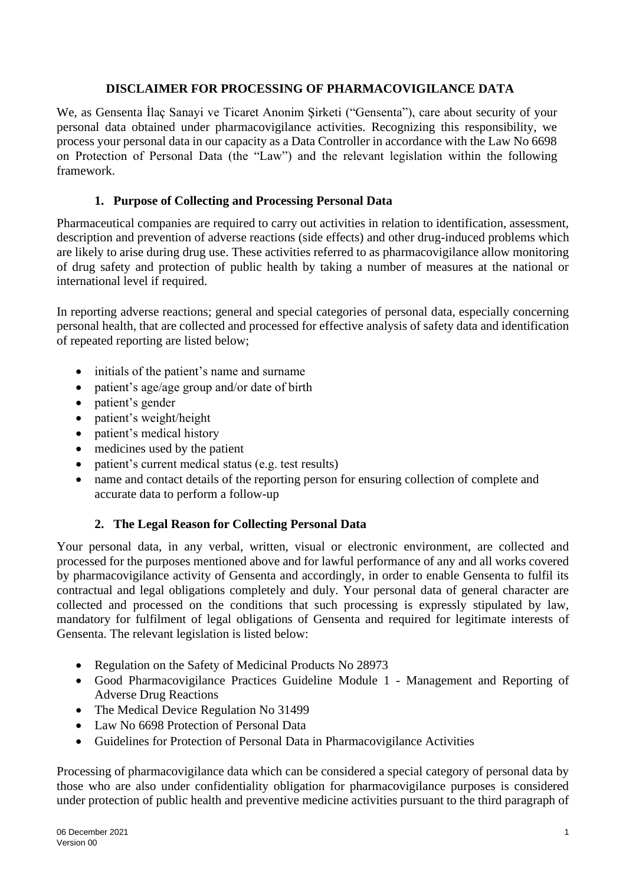# DISCLAIMER FOR PROCESSING OF PHARMACOVIGILANCE DATA

We, as Gensenta İlaç Sanayi ve Ticaret Anonim Şirketi ("Gensenta"), care about security of your personal data obtained under pharmacovigilance activities. Recognizing this responsibility, we process your personal data in our capacity as a Data Controller in accordance with the Law No 6698 on Protection of Personal Data (the "Law") and the relevant legislation within the following framework.

## 1. Purpose of Collecting and Processing Personal Data

Pharmaceutical companies are required to carry out activities in relation to identification, assessment, description and prevention of adverse reactions (side effects) and other drug-induced problems which are likely to arise during drug use. These activities referred to as pharmacovigilance allow monitoring of drug safety and protection of public health by taking a number of measures at the national or international level if required.

In reporting adverse reactions; general and special categories of personal data, especially concerning personal health, that are collected and processed for effective analysis of safety data and identification of repeated reporting are listed below;

- initials of the patient's name and surname
- patient's age/age group and/or date of birth
- patient's gender
- patient's weight/height
- patient's medical history
- medicines used by the patient
- patient's current medical status (e.g. test results)
- name and contact details of the reporting person for ensuring collection of complete and accurate data to perform a follow-up

## 2. The Legal Reason for Collecting Personal Data

Your personal data, in any verbal, written, visual or electronic environment, are collected and processed for the purposes mentioned above and for lawful performance of any and all works covered by pharmacovigilance activity of Gensenta and accordingly, in order to enable Gensenta to fulfil its contractual and legal obligations completely and duly. Your personal data of general character are collected and processed on the conditions that such processing is expressly stipulated by law, mandatory for fulfilment of legal obligations of Gensenta and required for legitimate interests of Gensenta. The relevant legislation is listed below:

- Regulation on the Safety of Medicinal Products No 28973
- Good Pharmacovigilance Practices Guideline Module 1 - Management and Reporting of Adverse Drug Reactions
- The Medical Device Regulation No 31499
- Law No 6698 Protection of Personal Data
- Guidelines for Protection of Personal Data in Pharmacovigilance Activities

Processing of pharmacovigilance data which can be considered a special category of personal data by those who are also under confidentiality obligation for pharmacovigilance purposes is considered under protection of public health and preventive medicine activities pursuant to the third paragraph of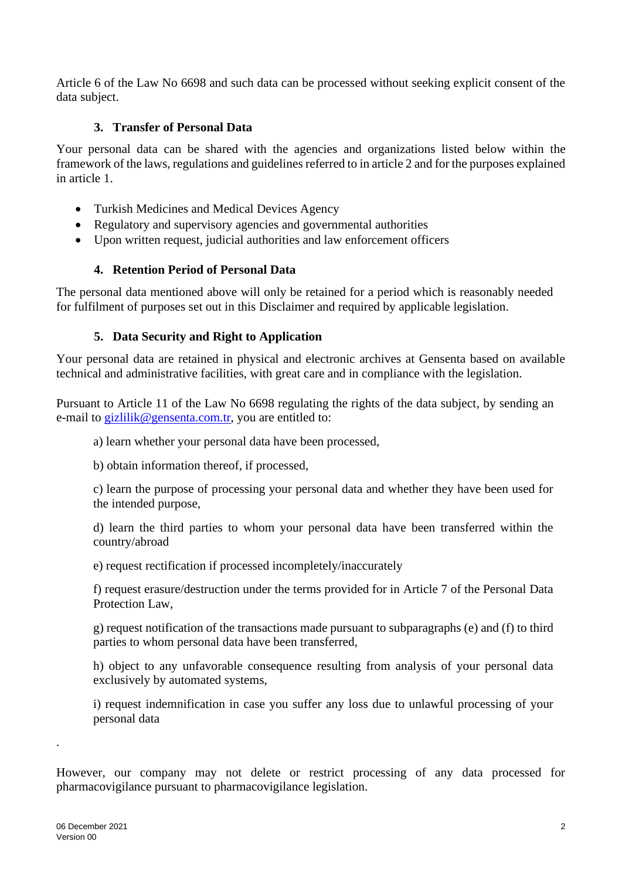Article 6 of the Law No 6698 and such data can be processed without seeking explicit consent of the data subject.

### 3. Transfer of Personal Data

Your personal data can be shared with the agencies and organizations listed below within the framework of the laws, regulations and guidelines referred to in article 2 and for the purposes explained in article 1.

- Turkish Medicines and Medical Devices Agency
- Regulatory and supervisory agencies and governmental authorities
- Upon written request, judicial authorities and law enforcement officers

### 4. Retention Period of Personal Data

The personal data mentioned above will only be retained for a period which is reasonably needed for fulfilment of purposes set out in this Disclaimer and required by applicable legislation.

### 5. Data Security and Right to Application

Your personal data are retained in physical and electronic archives at Gensenta based on available technical and administrative facilities, with great care and in compliance with the legislation.

Pursuant to Article 11 of the Law No 6698 regulating the rights of the data subject, by sending an e-mail to gizlilik@gensenta.com.tr, you are entitled to:

a) learn whether your personal data have been processed,

b) obtain information thereof, if processed,

c) learn the purpose of processing your personal data and whether they have been used for the intended purpose,

d) learn the third parties to whom your personal data have been transferred within the country/abroad

e) request rectification if processed incompletely/inaccurately

f) request erasure/destruction under the terms provided for in Article 7 of the Personal Data Protection Law,

g) request notification of the transactions made pursuant to subparagraphs (e) and (f) to third parties to whom personal data have been transferred,

h) object to any unfavorable consequence resulting from analysis of your personal data exclusively by automated systems,

i) request indemnification in case you suffer any loss due to unlawful processing of your personal data

.

However, our company may not delete or restrict processing of any data processed for pharmacovigilance pursuant to pharmacovigilance legislation.

06 December 2021
Version 00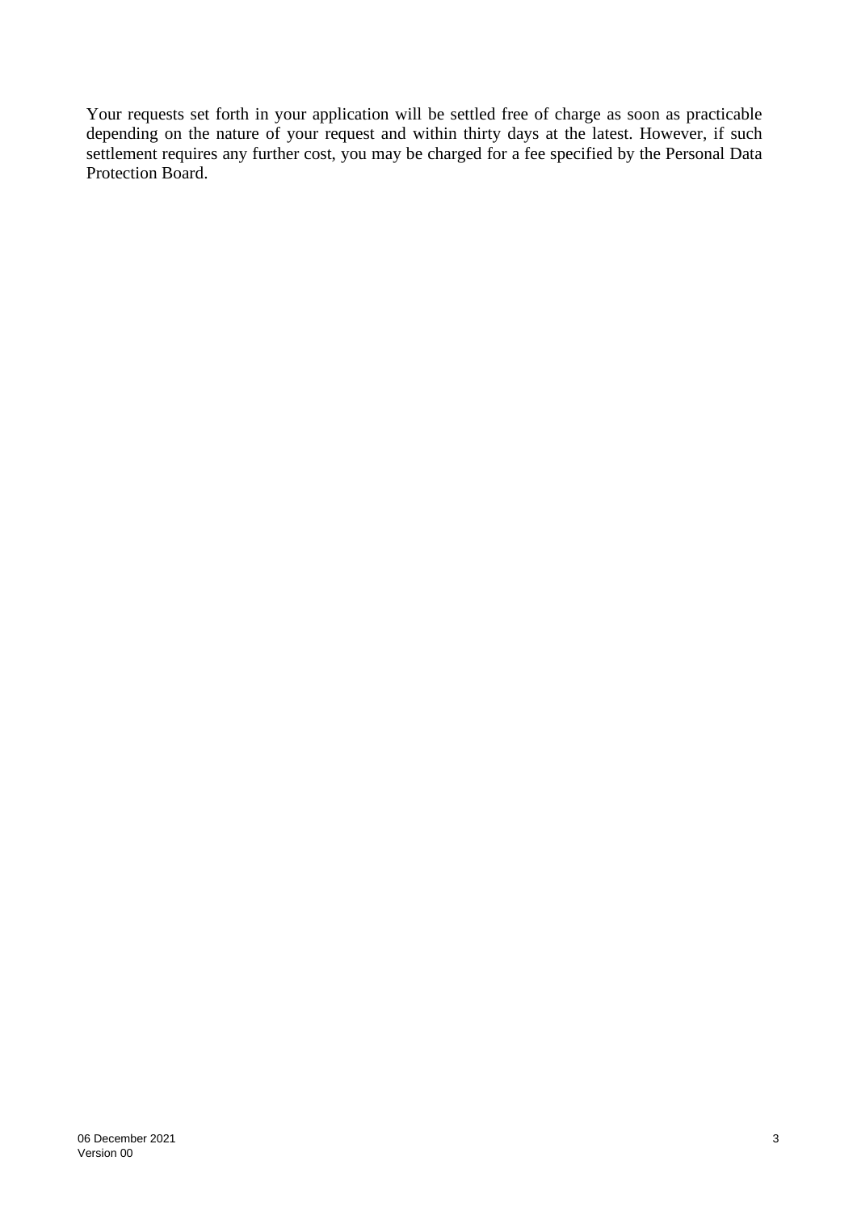Your requests set forth in your application will be settled free of charge as soon as practicable depending on the nature of your request and within thirty days at the latest. However, if such settlement requires any further cost, you may be charged for a fee specified by the Personal Data Protection Board.